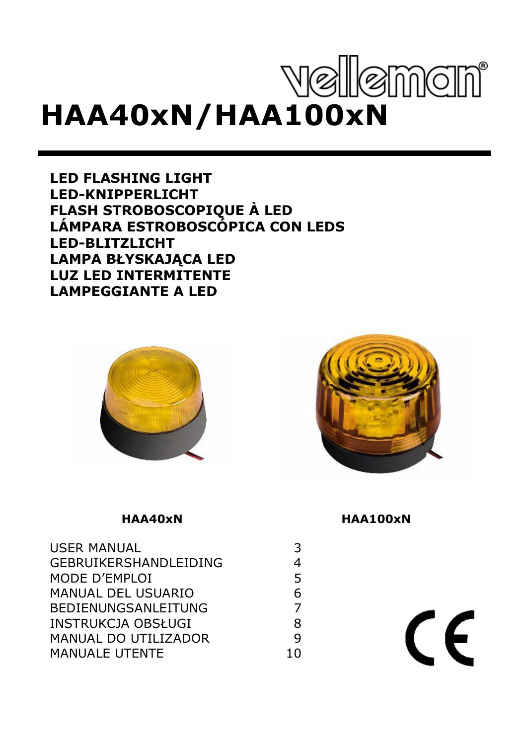velleman®

# HAA40xN/HAA100xN

**LED FLASHING LIGHT**
**LED-KNIPPERLICHT**
**FLASH STROBOSCOPIQUE À LED**
**LÁMPARA ESTROBOSCÓPICA CON LEDS**
**LED-BLITZLICHT**
**LAMPA BŁYSKAJĄCA LED**
**LUZ LED INTERMITENTE**
**LAMPEGGIANTE A LED**

**HAA40xN** **HAA100xN**

| | |
|---|---|
| USER MANUAL | 3 |
| GEBRUIKERSHANDLEIDING | 4 |
| MODE D'EMPLOI | 5 |
| MANUAL DEL USUARIO | 6 |
| BEDIENUNGSANLEITUNG | 7 |
| INSTRUKCJA OBSŁUGI | 8 |
| MANUAL DO UTILIZADOR | 9 |
| MANUALE UTENTE | 10 |

CE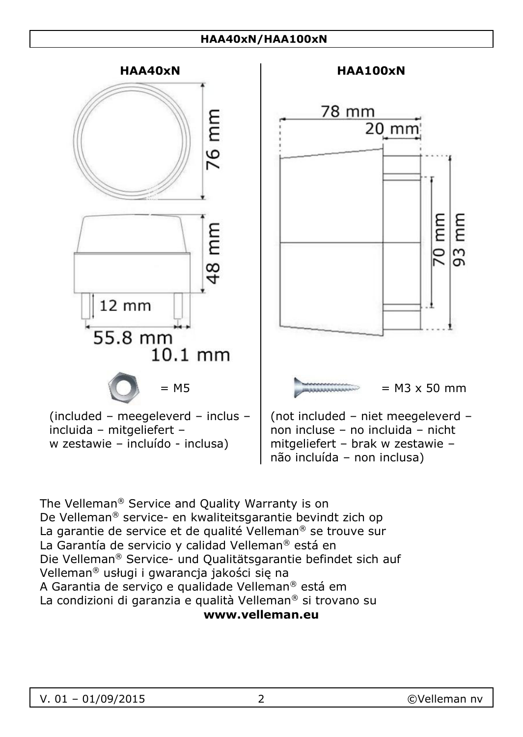**HAA40xN**

76 mm

48 mm

12 mm

55.8 mm

10.1 mm

= M5

(included – meegeleverd – inclus – incluida – mitgeliefert – w zestawie – incluído - inclusa)

**HAA100xN**

78 mm

20 mm

70 mm

93 mm

= M3 x 50 mm

(not included – niet meegeleverd – non incluse – no incluida – nicht mitgeliefert – brak w zestawie – não incluída – non inclusa)

The Velleman® Service and Quality Warranty is on
De Velleman® service- en kwaliteitsgarantie bevindt zich op
La garantie de service et de qualité Velleman® se trouve sur
La Garantía de servicio y calidad Velleman® está en
Die Velleman® Service- und Qualitätsgarantie befindet sich auf
Velleman® usługi i gwarancja jakości się na
A Garantia de serviço e qualidade Velleman® está em
La condizioni di garanzia e qualità Velleman® si trovano su

**www.velleman.eu**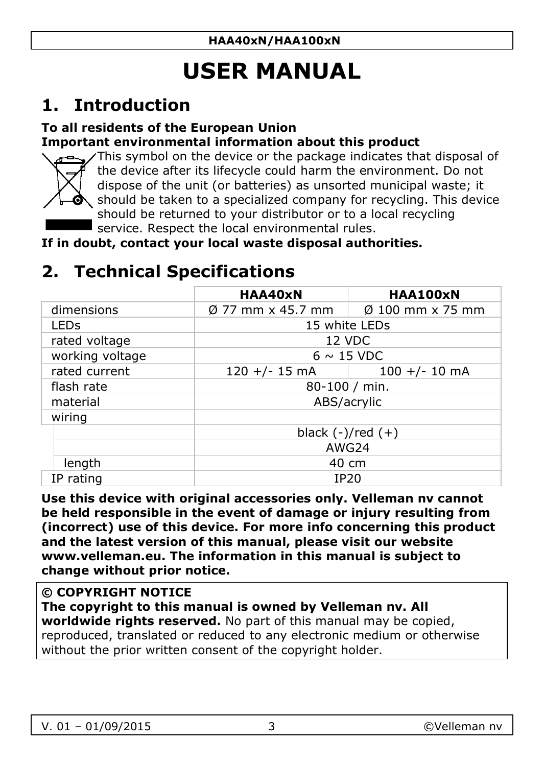# USER MANUAL

## 1. Introduction

**To all residents of the European Union**
**Important environmental information about this product**

This symbol on the device or the package indicates that disposal of the device after its lifecycle could harm the environment. Do not dispose of the unit (or batteries) as unsorted municipal waste; it should be taken to a specialized company for recycling. This device should be returned to your distributor or to a local recycling service. Respect the local environmental rules.

**If in doubt, contact your local waste disposal authorities.**

## 2. Technical Specifications

| | HAA40xN | HAA100xN |
|---|---|---|
| dimensions | Ø 77 mm x 45.7 mm | Ø 100 mm x 75 mm |
| LEDs | 15 white LEDs | |
| rated voltage | 12 VDC | |
| working voltage | 6 ~ 15 VDC | |
| rated current | 120 +/- 15 mA | 100 +/- 10 mA |
| flash rate | 80-100 / min. | |
| material | ABS/acrylic | |
| wiring | | |
| | black (-)/red (+) | |
| | AWG24 | |
| length | 40 cm | |
| IP rating | IP20 | |

**Use this device with original accessories only. Velleman nv cannot be held responsible in the event of damage or injury resulting from (incorrect) use of this device. For more info concerning this product and the latest version of this manual, please visit our website www.velleman.eu. The information in this manual is subject to change without prior notice.**

**© COPYRIGHT NOTICE**
**The copyright to this manual is owned by Velleman nv. All worldwide rights reserved.** No part of this manual may be copied, reproduced, translated or reduced to any electronic medium or otherwise without the prior written consent of the copyright holder.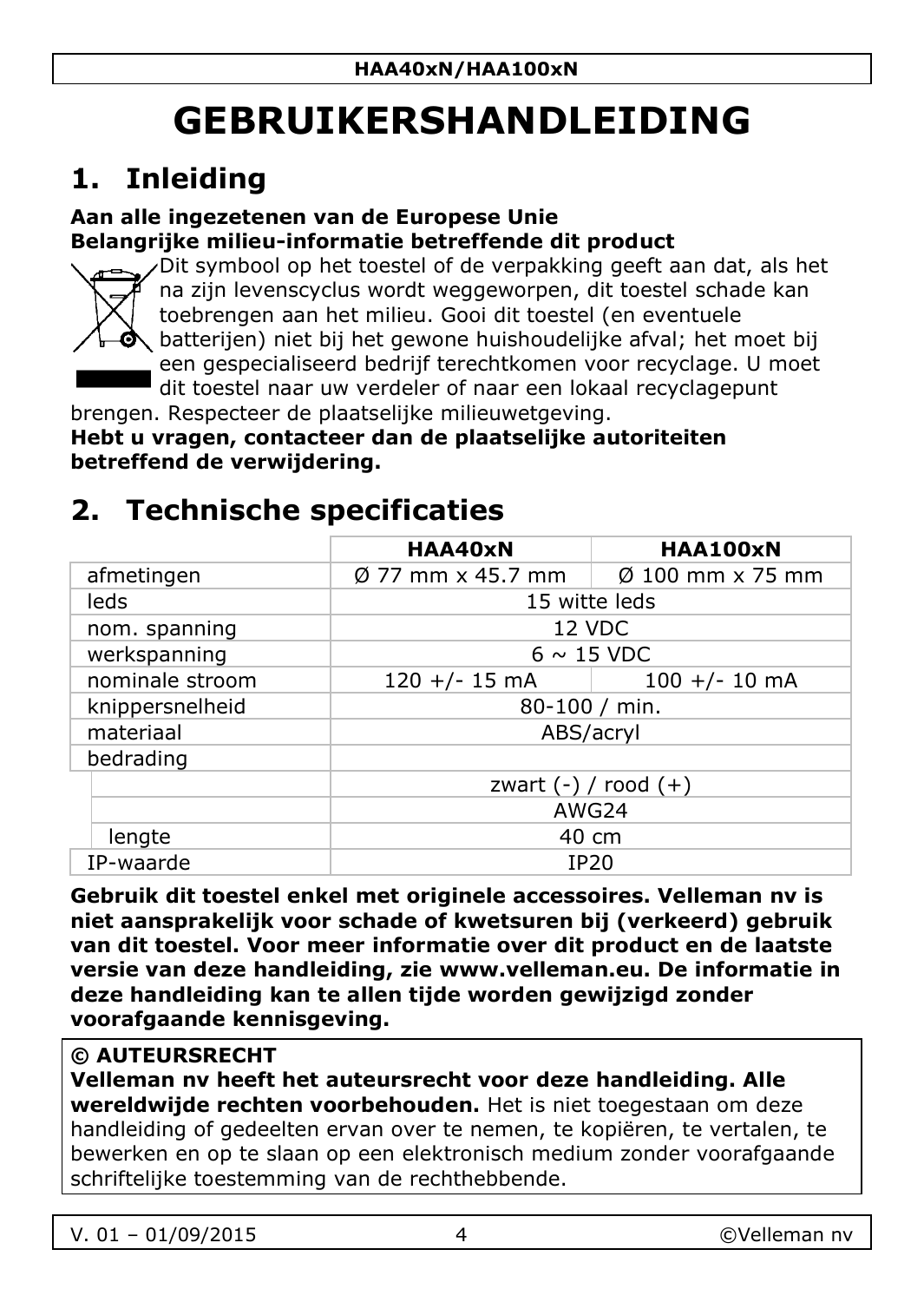# GEBRUIKERSHANDLEIDING

## 1. Inleiding

**Aan alle ingezetenen van de Europese Unie**
**Belangrijke milieu-informatie betreffende dit product**

Dit symbool op het toestel of de verpakking geeft aan dat, als het na zijn levenscyclus wordt weggeworpen, dit toestel schade kan toebrengen aan het milieu. Gooi dit toestel (en eventuele batterijen) niet bij het gewone huishoudelijke afval; het moet bij een gespecialiseerd bedrijf terechtkomen voor recyclage. U moet dit toestel naar uw verdeler of naar een lokaal recyclagepunt brengen. Respecteer de plaatselijke milieuwetgeving.

**Hebt u vragen, contacteer dan de plaatselijke autoriteiten betreffend de verwijdering.**

## 2. Technische specificaties

| | HAA40xN | HAA100xN |
|---|---|---|
| afmetingen | Ø 77 mm x 45.7 mm | Ø 100 mm x 75 mm |
| leds | 15 witte leds | |
| nom. spanning | 12 VDC | |
| werkspanning | 6 ~ 15 VDC | |
| nominale stroom | 120 +/- 15 mA | 100 +/- 10 mA |
| knippersnelheid | 80-100 / min. | |
| materiaal | ABS/acryl | |
| bedrading | | |
| | zwart (-) / rood (+) | |
| | AWG24 | |
| lengte | 40 cm | |
| IP-waarde | IP20 | |

**Gebruik dit toestel enkel met originele accessoires. Velleman nv is niet aansprakelijk voor schade of kwetsuren bij (verkeerd) gebruik van dit toestel. Voor meer informatie over dit product en de laatste versie van deze handleiding, zie www.velleman.eu. De informatie in deze handleiding kan te allen tijde worden gewijzigd zonder voorafgaande kennisgeving.**

**© AUTEURSRECHT**
**Velleman nv heeft het auteursrecht voor deze handleiding. Alle wereldwijde rechten voorbehouden.** Het is niet toegestaan om deze handleiding of gedeelten ervan over te nemen, te kopiëren, te vertalen, te bewerken en op te slaan op een elektronisch medium zonder voorafgaande schriftelijke toestemming van de rechthebbende.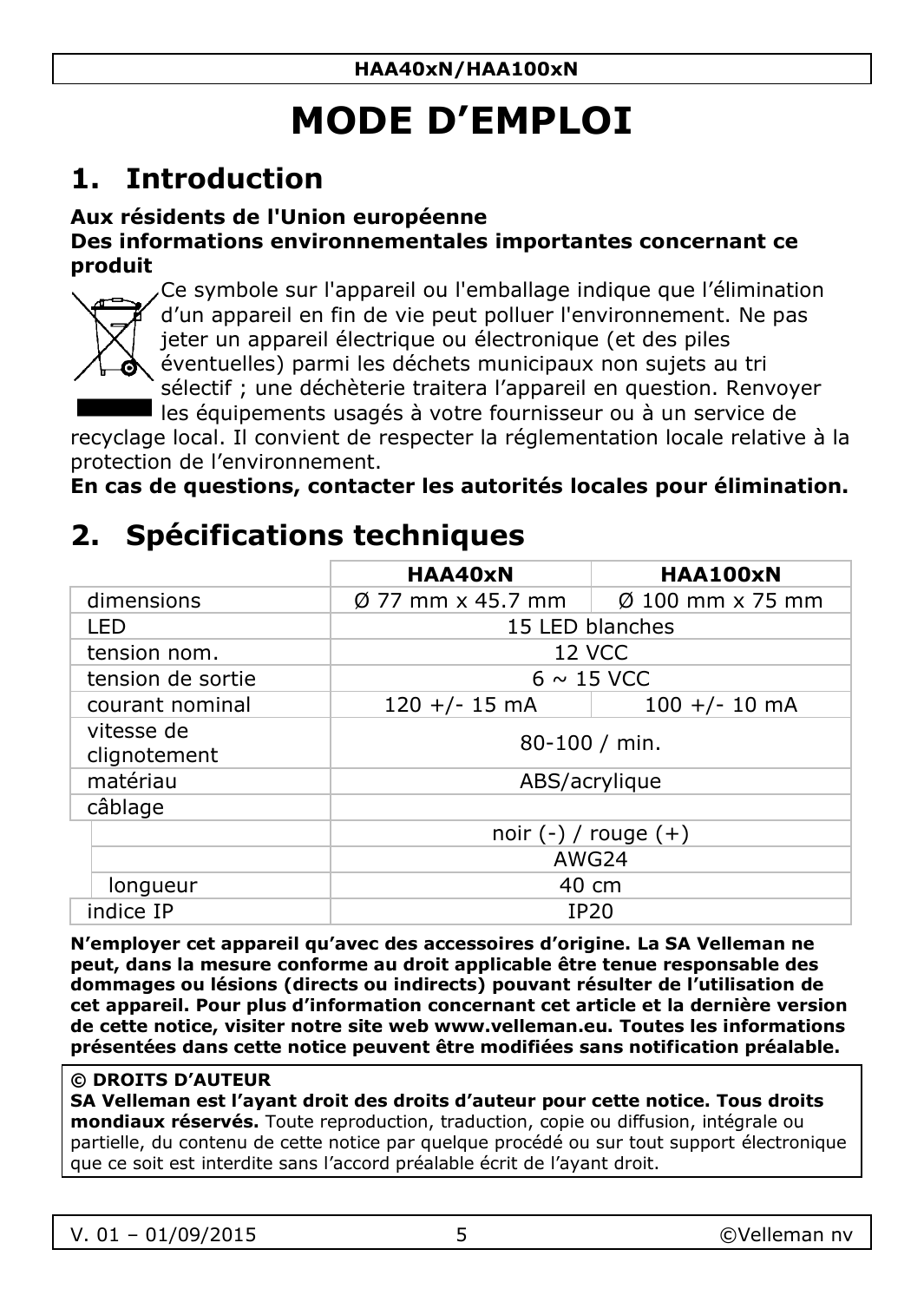# MODE D'EMPLOI

## 1. Introduction

**Aux résidents de l'Union européenne**
**Des informations environnementales importantes concernant ce produit**

Ce symbole sur l'appareil ou l'emballage indique que l'élimination d'un appareil en fin de vie peut polluer l'environnement. Ne pas jeter un appareil électrique ou électronique (et des piles éventuelles) parmi les déchets municipaux non sujets au tri sélectif ; une déchèterie traitera l'appareil en question. Renvoyer les équipements usagés à votre fournisseur ou à un service de recyclage local. Il convient de respecter la réglementation locale relative à la protection de l'environnement.

**En cas de questions, contacter les autorités locales pour élimination.**

## 2. Spécifications techniques

| | **HAA40xN** | **HAA100xN** |
|---|---|---|
| dimensions | Ø 77 mm x 45.7 mm | Ø 100 mm x 75 mm |
| LED | 15 LED blanches | |
| tension nom. | 12 VCC | |
| tension de sortie | 6 ~ 15 VCC | |
| courant nominal | 120 +/- 15 mA | 100 +/- 10 mA |
| vitesse de clignotement | 80-100 / min. | |
| matériau | ABS/acrylique | |
| câblage | | |
| | noir (-) / rouge (+) | |
| | AWG24 | |
| longueur | 40 cm | |
| indice IP | IP20 | |

**N'employer cet appareil qu'avec des accessoires d'origine. La SA Velleman ne peut, dans la mesure conforme au droit applicable être tenue responsable des dommages ou lésions (directs ou indirects) pouvant résulter de l'utilisation de cet appareil. Pour plus d'information concernant cet article et la dernière version de cette notice, visiter notre site web www.velleman.eu. Toutes les informations présentées dans cette notice peuvent être modifiées sans notification préalable.**

**© DROITS D'AUTEUR**
**SA Velleman est l'ayant droit des droits d'auteur pour cette notice. Tous droits mondiaux réservés.** Toute reproduction, traduction, copie ou diffusion, intégrale ou partielle, du contenu de cette notice par quelque procédé ou sur tout support électronique que ce soit est interdite sans l'accord préalable écrit de l'ayant droit.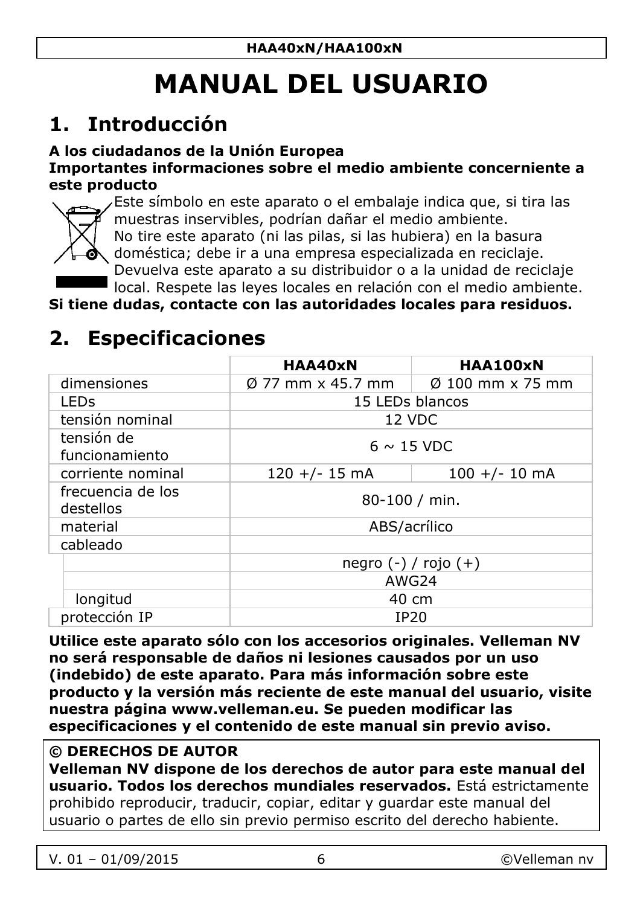# MANUAL DEL USUARIO

## 1. Introducción

**A los ciudadanos de la Unión Europea**
**Importantes informaciones sobre el medio ambiente concerniente a este producto**

Este símbolo en este aparato o el embalaje indica que, si tira las muestras inservibles, podrían dañar el medio ambiente.
No tire este aparato (ni las pilas, si las hubiera) en la basura doméstica; debe ir a una empresa especializada en reciclaje. Devuelva este aparato a su distribuidor o a la unidad de reciclaje local. Respete las leyes locales en relación con el medio ambiente.
**Si tiene dudas, contacte con las autoridades locales para residuos.**

## 2. Especificaciones

| | HAA40xN | HAA100xN |
|---|---|---|
| dimensiones | Ø 77 mm x 45.7 mm | Ø 100 mm x 75 mm |
| LEDs | 15 LEDs blancos | |
| tensión nominal | 12 VDC | |
| tensión de funcionamiento | 6 ~ 15 VDC | |
| corriente nominal | 120 +/- 15 mA | 100 +/- 10 mA |
| frecuencia de los destellos | 80-100 / min. | |
| material | ABS/acrílico | |
| cableado | | |
| | negro (-) / rojo (+) | |
| | AWG24 | |
| longitud | 40 cm | |
| protección IP | IP20 | |

**Utilice este aparato sólo con los accesorios originales. Velleman NV no será responsable de daños ni lesiones causados por un uso (indebido) de este aparato. Para más información sobre este producto y la versión más reciente de este manual del usuario, visite nuestra página www.velleman.eu. Se pueden modificar las especificaciones y el contenido de este manual sin previo aviso.**

**© DERECHOS DE AUTOR**
**Velleman NV dispone de los derechos de autor para este manual del usuario. Todos los derechos mundiales reservados.** Está estrictamente prohibido reproducir, traducir, copiar, editar y guardar este manual del usuario o partes de ello sin previo permiso escrito del derecho habiente.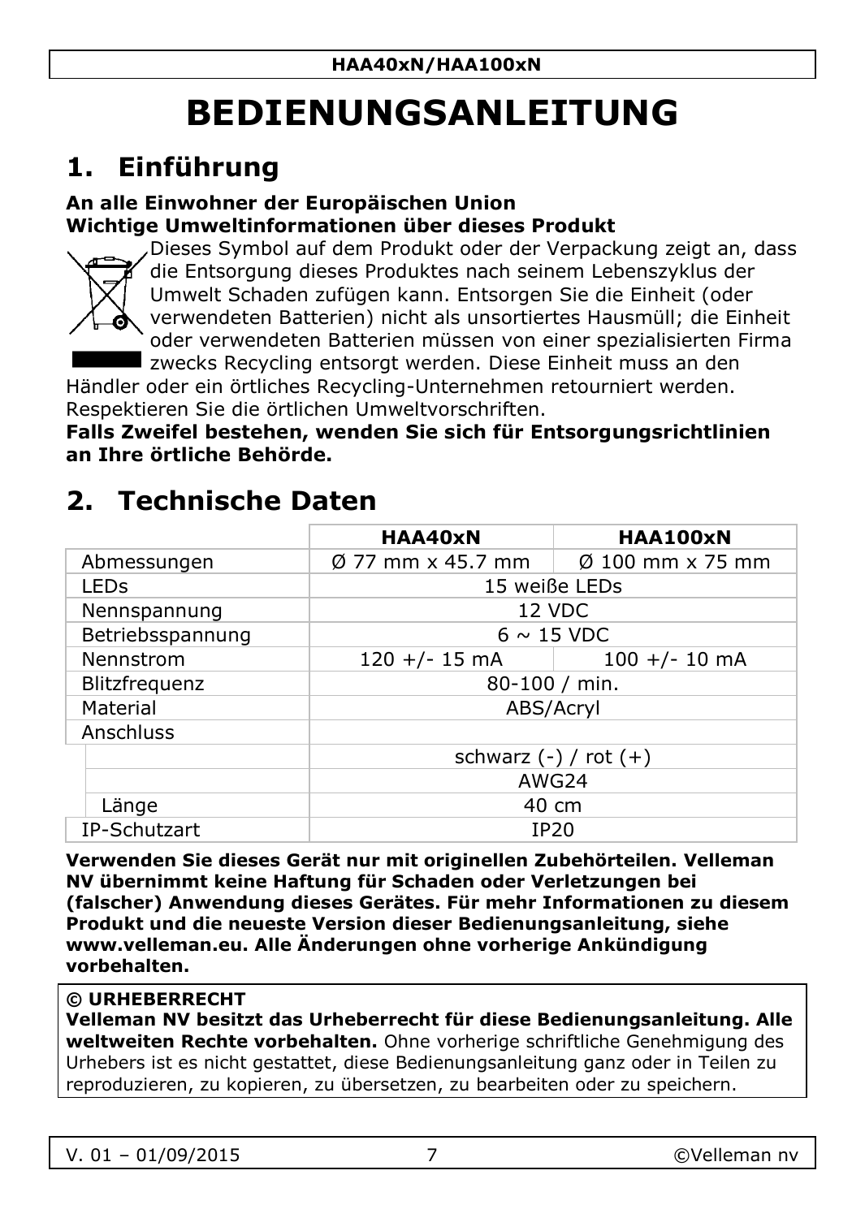# BEDIENUNGSANLEITUNG

## 1. Einführung

**An alle Einwohner der Europäischen Union**
**Wichtige Umweltinformationen über dieses Produkt**

Dieses Symbol auf dem Produkt oder der Verpackung zeigt an, dass die Entsorgung dieses Produktes nach seinem Lebenszyklus der Umwelt Schaden zufügen kann. Entsorgen Sie die Einheit (oder verwendeten Batterien) nicht als unsortiertes Hausmüll; die Einheit oder verwendeten Batterien müssen von einer spezialisierten Firma zwecks Recycling entsorgt werden. Diese Einheit muss an den Händler oder ein örtliches Recycling-Unternehmen retourniert werden. Respektieren Sie die örtlichen Umweltvorschriften.

**Falls Zweifel bestehen, wenden Sie sich für Entsorgungsrichtlinien an Ihre örtliche Behörde.**

## 2. Technische Daten

| | **HAA40xN** | **HAA100xN** |
|---|---|---|
| Abmessungen | Ø 77 mm x 45.7 mm | Ø 100 mm x 75 mm |
| LEDs | 15 weiße LEDs | |
| Nennspannung | 12 VDC | |
| Betriebsspannung | 6 ~ 15 VDC | |
| Nennstrom | 120 +/- 15 mA | 100 +/- 10 mA |
| Blitzfrequenz | 80-100 / min. | |
| Material | ABS/Acryl | |
| Anschluss | | |
| | schwarz (-) / rot (+) | |
| | AWG24 | |
| Länge | 40 cm | |
| IP-Schutzart | IP20 | |

**Verwenden Sie dieses Gerät nur mit originellen Zubehörteilen. Velleman NV übernimmt keine Haftung für Schaden oder Verletzungen bei (falscher) Anwendung dieses Gerätes. Für mehr Informationen zu diesem Produkt und die neueste Version dieser Bedienungsanleitung, siehe www.velleman.eu. Alle Änderungen ohne vorherige Ankündigung vorbehalten.**

**© URHEBERRECHT**
**Velleman NV besitzt das Urheberrecht für diese Bedienungsanleitung. Alle weltweiten Rechte vorbehalten.** Ohne vorherige schriftliche Genehmigung des Urhebers ist es nicht gestattet, diese Bedienungsanleitung ganz oder in Teilen zu reproduzieren, zu kopieren, zu übersetzen, zu bearbeiten oder zu speichern.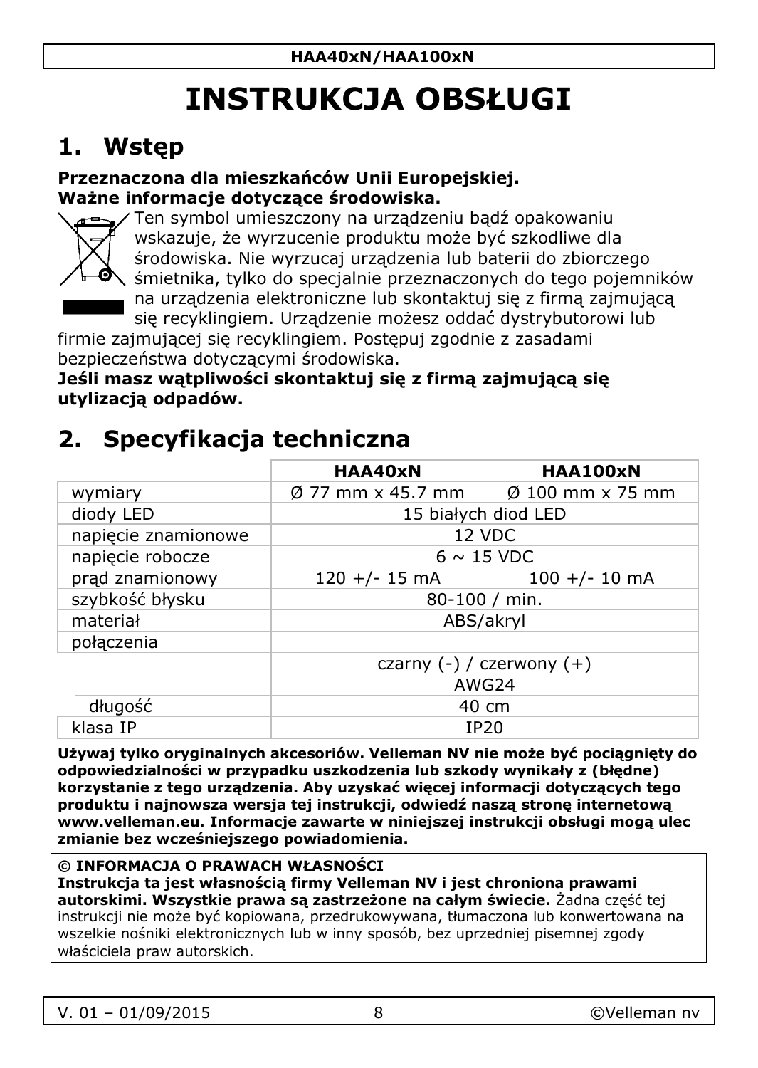# INSTRUKCJA OBSŁUGI

## 1. Wstęp

**Przeznaczona dla mieszkańców Unii Europejskiej.**
**Ważne informacje dotyczące środowiska.**

Ten symbol umieszczony na urządzeniu bądź opakowaniu wskazuje, że wyrzucenie produktu może być szkodliwe dla środowiska. Nie wyrzucaj urządzenia lub baterii do zbiorczego śmietnika, tylko do specjalnie przeznaczonych do tego pojemników na urządzenia elektroniczne lub skontaktuj się z firmą zajmującą się recyklingiem. Urządzenie możesz oddać dystrybutorowi lub firmie zajmującej się recyklingiem. Postępuj zgodnie z zasadami bezpieczeństwa dotyczącymi środowiska.

**Jeśli masz wątpliwości skontaktuj się z firmą zajmującą się utylizacją odpadów.**

## 2. Specyfikacja techniczna

| | HAA40xN | HAA100xN |
|---|---|---|
| wymiary | Ø 77 mm x 45.7 mm | Ø 100 mm x 75 mm |
| diody LED | 15 białych diod LED | |
| napięcie znamionowe | 12 VDC | |
| napięcie robocze | 6 ~ 15 VDC | |
| prąd znamionowy | 120 +/- 15 mA | 100 +/- 10 mA |
| szybkość błysku | 80-100 / min. | |
| materiał | ABS/akryl | |
| połączenia | | |
| | czarny (-) / czerwony (+) | |
| | AWG24 | |
| długość | 40 cm | |
| klasa IP | IP20 | |

**Używaj tylko oryginalnych akcesoriów. Velleman NV nie może być pociągnięty do odpowiedzialności w przypadku uszkodzenia lub szkody wynikały z (błędne) korzystanie z tego urządzenia. Aby uzyskać więcej informacji dotyczących tego produktu i najnowsza wersja tej instrukcji, odwiedź naszą stronę internetową www.velleman.eu. Informacje zawarte w niniejszej instrukcji obsługi mogą ulec zmianie bez wcześniejszego powiadomienia.**

**© INFORMACJA O PRAWACH WŁASNOŚCI**
**Instrukcja ta jest własnością firmy Velleman NV i jest chroniona prawami autorskimi. Wszystkie prawa są zastrzeżone na całym świecie.** Żadna część tej instrukcji nie może być kopiowana, przedrukowywana, tłumaczona lub konwertowana na wszelkie nośniki elektronicznych lub w inny sposób, bez uprzedniej pisemnej zgody właściciela praw autorskich.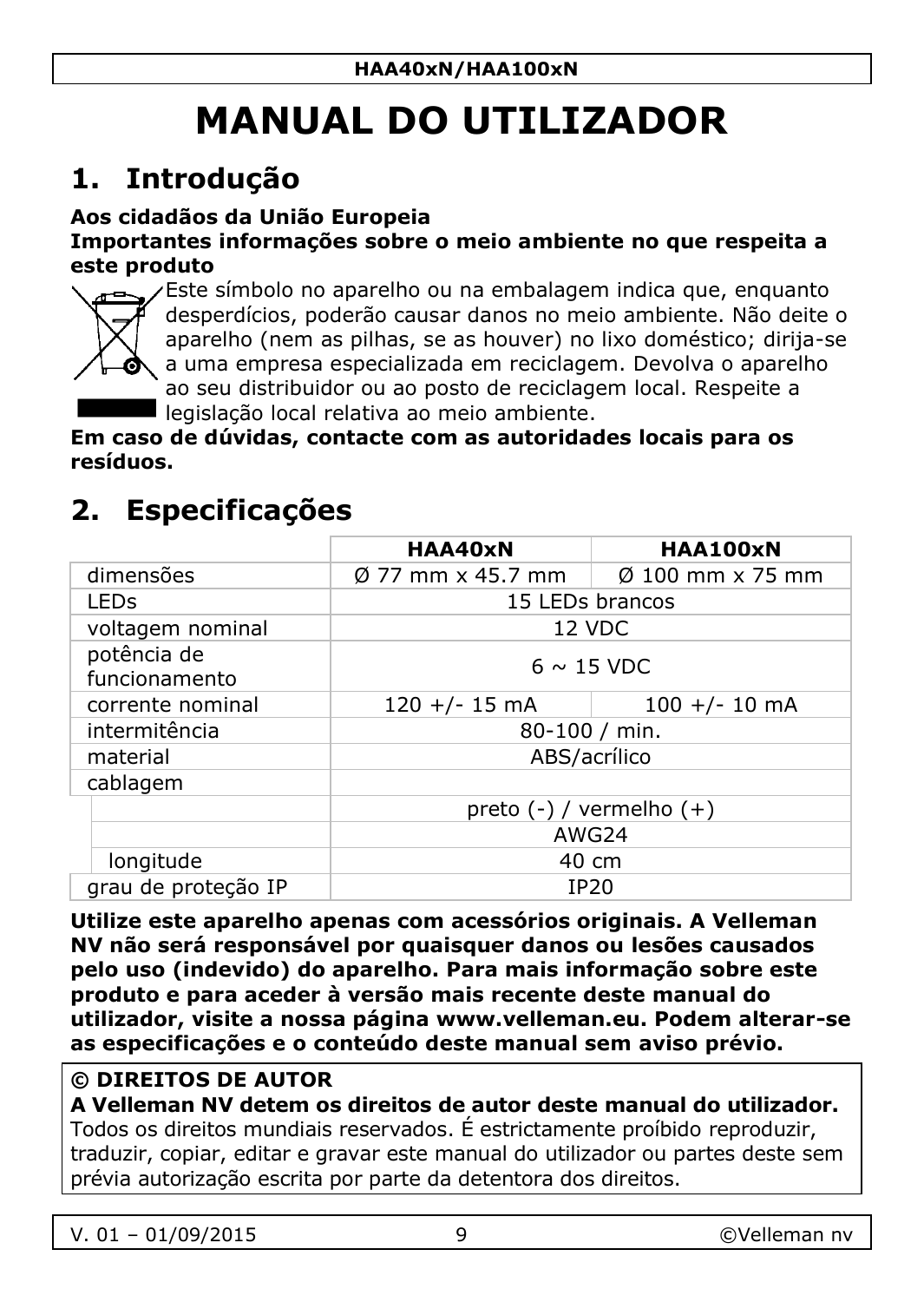# MANUAL DO UTILIZADOR

## 1. Introdução

**Aos cidadãos da União Europeia**
**Importantes informações sobre o meio ambiente no que respeita a este produto**

Este símbolo no aparelho ou na embalagem indica que, enquanto desperdícios, poderão causar danos no meio ambiente. Não deite o aparelho (nem as pilhas, se as houver) no lixo doméstico; dirija-se a uma empresa especializada em reciclagem. Devolva o aparelho ao seu distribuidor ou ao posto de reciclagem local. Respeite a legislação local relativa ao meio ambiente.

**Em caso de dúvidas, contacte com as autoridades locais para os resíduos.**

## 2. Especificações

| | HAA40xN | HAA100xN |
|---|---|---|
| dimensões | Ø 77 mm x 45.7 mm | Ø 100 mm x 75 mm |
| LEDs | 15 LEDs brancos | |
| voltagem nominal | 12 VDC | |
| potência de funcionamento | 6 ~ 15 VDC | |
| corrente nominal | 120 +/- 15 mA | 100 +/- 10 mA |
| intermitência | 80-100 / min. | |
| material | ABS/acrílico | |
| cablagem | | |
| | preto (-) / vermelho (+) | |
| | AWG24 | |
| longitude | 40 cm | |
| grau de proteção IP | IP20 | |

**Utilize este aparelho apenas com acessórios originais. A Velleman NV não será responsável por quaisquer danos ou lesões causados pelo uso (indevido) do aparelho. Para mais informação sobre este produto e para aceder à versão mais recente deste manual do utilizador, visite a nossa página www.velleman.eu. Podem alterar-se as especificações e o conteúdo deste manual sem aviso prévio.**

**© DIREITOS DE AUTOR**
**A Velleman NV detem os direitos de autor deste manual do utilizador.**
Todos os direitos mundiais reservados. É estrictamente proíbido reproduzir, traduzir, copiar, editar e gravar este manual do utilizador ou partes deste sem prévia autorização escrita por parte da detentora dos direitos.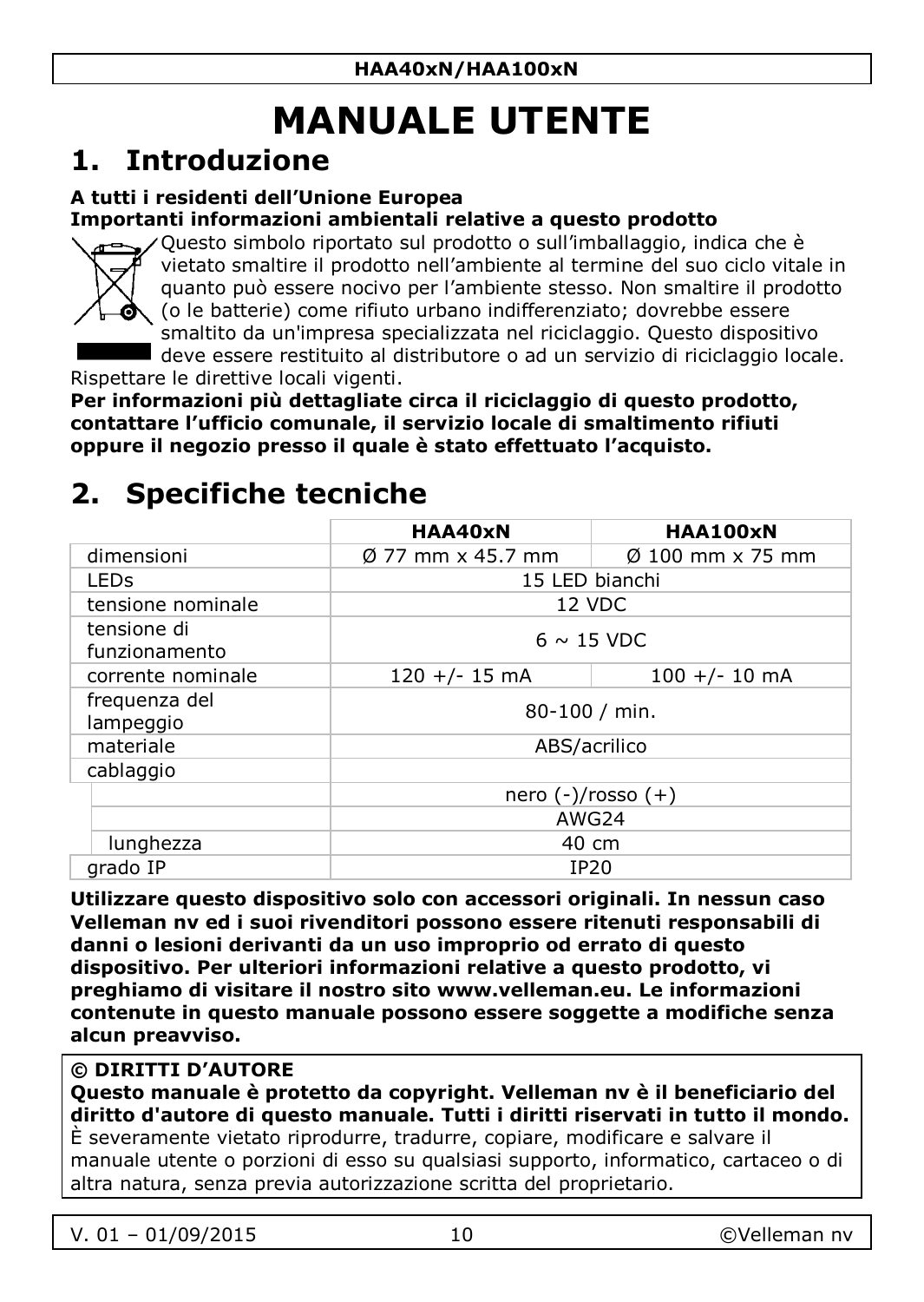# MANUALE UTENTE

## 1. Introduzione

**A tutti i residenti dell'Unione Europea**
**Importanti informazioni ambientali relative a questo prodotto**

Questo simbolo riportato sul prodotto o sull'imballaggio, indica che è vietato smaltire il prodotto nell'ambiente al termine del suo ciclo vitale in quanto può essere nocivo per l'ambiente stesso. Non smaltire il prodotto (o le batterie) come rifiuto urbano indifferenziato; dovrebbe essere smaltito da un'impresa specializzata nel riciclaggio. Questo dispositivo deve essere restituito al distributore o ad un servizio di riciclaggio locale. Rispettare le direttive locali vigenti.

**Per informazioni più dettagliate circa il riciclaggio di questo prodotto, contattare l'ufficio comunale, il servizio locale di smaltimento rifiuti oppure il negozio presso il quale è stato effettuato l'acquisto.**

## 2. Specifiche tecniche

| | **HAA40xN** | **HAA100xN** |
|---|---|---|
| dimensioni | Ø 77 mm x 45.7 mm | Ø 100 mm x 75 mm |
| LEDs | 15 LED bianchi | |
| tensione nominale | 12 VDC | |
| tensione di funzionamento | 6 ~ 15 VDC | |
| corrente nominale | 120 +/- 15 mA | 100 +/- 10 mA |
| frequenza del lampeggio | 80-100 / min. | |
| materiale | ABS/acrilico | |
| cablaggio | | |
| | nero (-)/rosso (+) | |
| | AWG24 | |
| lunghezza | 40 cm | |
| grado IP | IP20 | |

**Utilizzare questo dispositivo solo con accessori originali. In nessun caso Velleman nv ed i suoi rivenditori possono essere ritenuti responsabili di danni o lesioni derivanti da un uso improprio od errato di questo dispositivo. Per ulteriori informazioni relative a questo prodotto, vi preghiamo di visitare il nostro sito www.velleman.eu. Le informazioni contenute in questo manuale possono essere soggette a modifiche senza alcun preavviso.**

**© DIRITTI D'AUTORE**
**Questo manuale è protetto da copyright. Velleman nv è il beneficiario del diritto d'autore di questo manuale. Tutti i diritti riservati in tutto il mondo.**
È severamente vietato riprodurre, tradurre, copiare, modificare e salvare il manuale utente o porzioni di esso su qualsiasi supporto, informatico, cartaceo o di altra natura, senza previa autorizzazione scritta del proprietario.